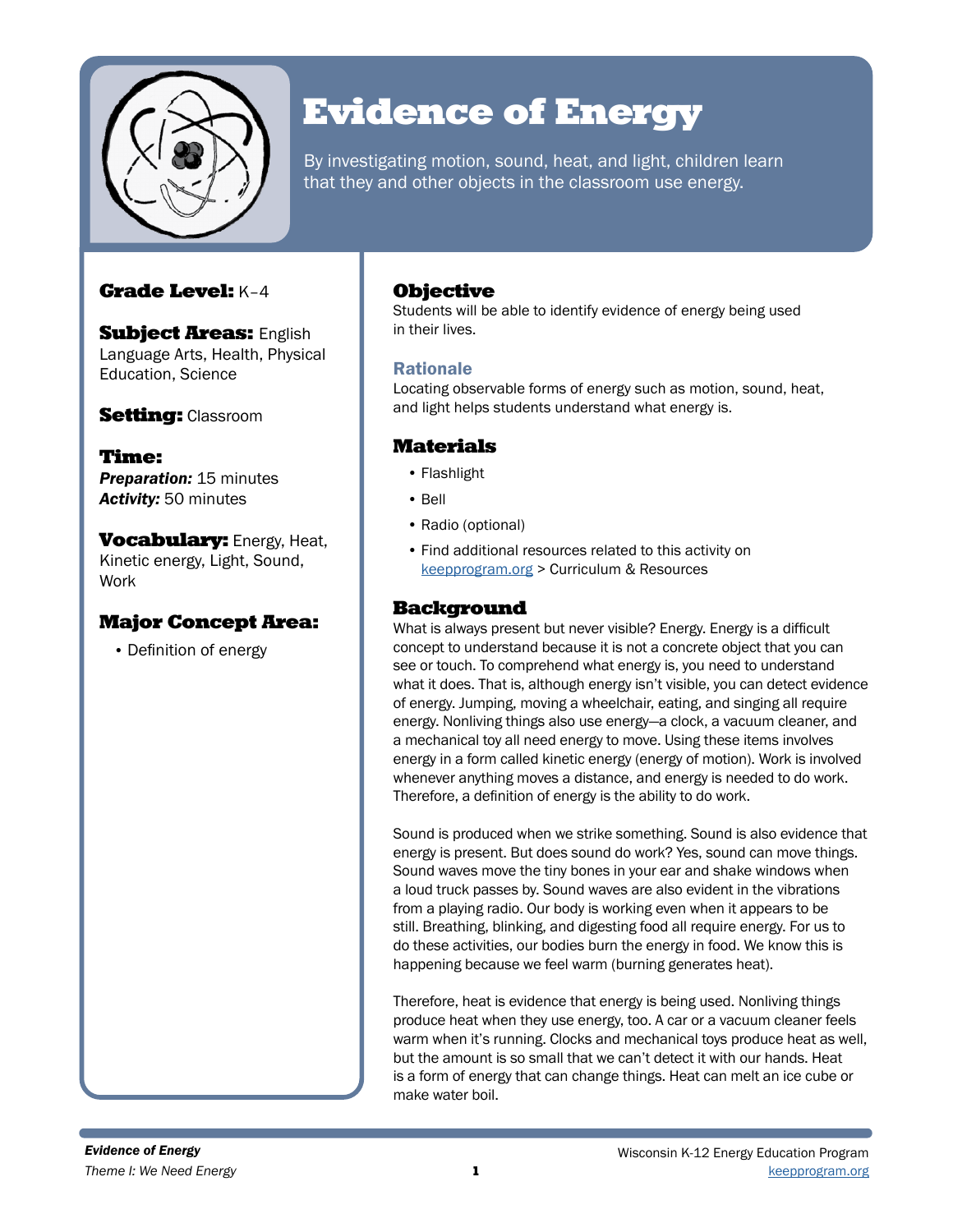# Evidence of Energy

By investigating motion, sound, heat, and light, children learn that they and other objects in the classroom use energy.

**Grade Level:** K–4

**Subject Areas:** English Language Arts, Health, Physical Education, Science

**Setting:** Classroom

**Time:**
***Preparation:*** 15 minutes
***Activity:*** 50 minutes

**Vocabulary:** Energy, Heat, Kinetic energy, Light, Sound, Work

**Major Concept Area:**

- Definition of energy

## Objective

Students will be able to identify evidence of energy being used in their lives.

### Rationale

Locating observable forms of energy such as motion, sound, heat, and light helps students understand what energy is.

## Materials

- Flashlight
- Bell
- Radio (optional)
- Find additional resources related to this activity on keepprogram.org > Curriculum & Resources

## Background

What is always present but never visible? Energy. Energy is a difficult concept to understand because it is not a concrete object that you can see or touch. To comprehend what energy is, you need to understand what it does. That is, although energy isn't visible, you can detect evidence of energy. Jumping, moving a wheelchair, eating, and singing all require energy. Nonliving things also use energy—a clock, a vacuum cleaner, and a mechanical toy all need energy to move. Using these items involves energy in a form called kinetic energy (energy of motion). Work is involved whenever anything moves a distance, and energy is needed to do work. Therefore, a definition of energy is the ability to do work.

Sound is produced when we strike something. Sound is also evidence that energy is present. But does sound do work? Yes, sound can move things. Sound waves move the tiny bones in your ear and shake windows when a loud truck passes by. Sound waves are also evident in the vibrations from a playing radio. Our body is working even when it appears to be still. Breathing, blinking, and digesting food all require energy. For us to do these activities, our bodies burn the energy in food. We know this is happening because we feel warm (burning generates heat).

Therefore, heat is evidence that energy is being used. Nonliving things produce heat when they use energy, too. A car or a vacuum cleaner feels warm when it's running. Clocks and mechanical toys produce heat as well, but the amount is so small that we can't detect it with our hands. Heat is a form of energy that can change things. Heat can melt an ice cube or make water boil.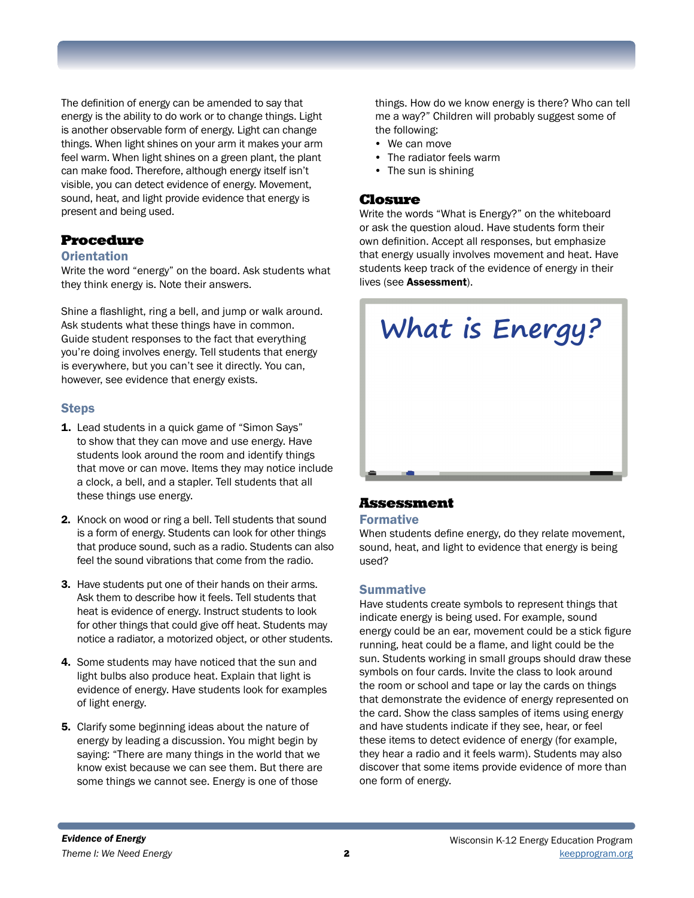The definition of energy can be amended to say that energy is the ability to do work or to change things. Light is another observable form of energy. Light can change things. When light shines on your arm it makes your arm feel warm. When light shines on a green plant, the plant can make food. Therefore, although energy itself isn't visible, you can detect evidence of energy. Movement, sound, heat, and light provide evidence that energy is present and being used.

## Procedure

### Orientation

Write the word "energy" on the board. Ask students what they think energy is. Note their answers.

Shine a flashlight, ring a bell, and jump or walk around. Ask students what these things have in common. Guide student responses to the fact that everything you're doing involves energy. Tell students that energy is everywhere, but you can't see it directly. You can, however, see evidence that energy exists.

### Steps

1. Lead students in a quick game of "Simon Says" to show that they can move and use energy. Have students look around the room and identify things that move or can move. Items they may notice include a clock, a bell, and a stapler. Tell students that all these things use energy.

2. Knock on wood or ring a bell. Tell students that sound is a form of energy. Students can look for other things that produce sound, such as a radio. Students can also feel the sound vibrations that come from the radio.

3. Have students put one of their hands on their arms. Ask them to describe how it feels. Tell students that heat is evidence of energy. Instruct students to look for other things that could give off heat. Students may notice a radiator, a motorized object, or other students.

4. Some students may have noticed that the sun and light bulbs also produce heat. Explain that light is evidence of energy. Have students look for examples of light energy.

5. Clarify some beginning ideas about the nature of energy by leading a discussion. You might begin by saying: "There are many things in the world that we know exist because we can see them. But there are some things we cannot see. Energy is one of those things. How do we know energy is there? Who can tell me a way?" Children will probably suggest some of the following:
   - We can move
   - The radiator feels warm
   - The sun is shining

## Closure

Write the words "What is Energy?" on the whiteboard or ask the question aloud. Have students form their own definition. Accept all responses, but emphasize that energy usually involves movement and heat. Have students keep track of the evidence of energy in their lives (see **Assessment**).

What is Energy?

## Assessment

### Formative

When students define energy, do they relate movement, sound, heat, and light to evidence that energy is being used?

### Summative

Have students create symbols to represent things that indicate energy is being used. For example, sound energy could be an ear, movement could be a stick figure running, heat could be a flame, and light could be the sun. Students working in small groups should draw these symbols on four cards. Invite the class to look around the room or school and tape or lay the cards on things that demonstrate the evidence of energy represented on the card. Show the class samples of items using energy and have students indicate if they see, hear, or feel these items to detect evidence of energy (for example, they hear a radio and it feels warm). Students may also discover that some items provide evidence of more than one form of energy.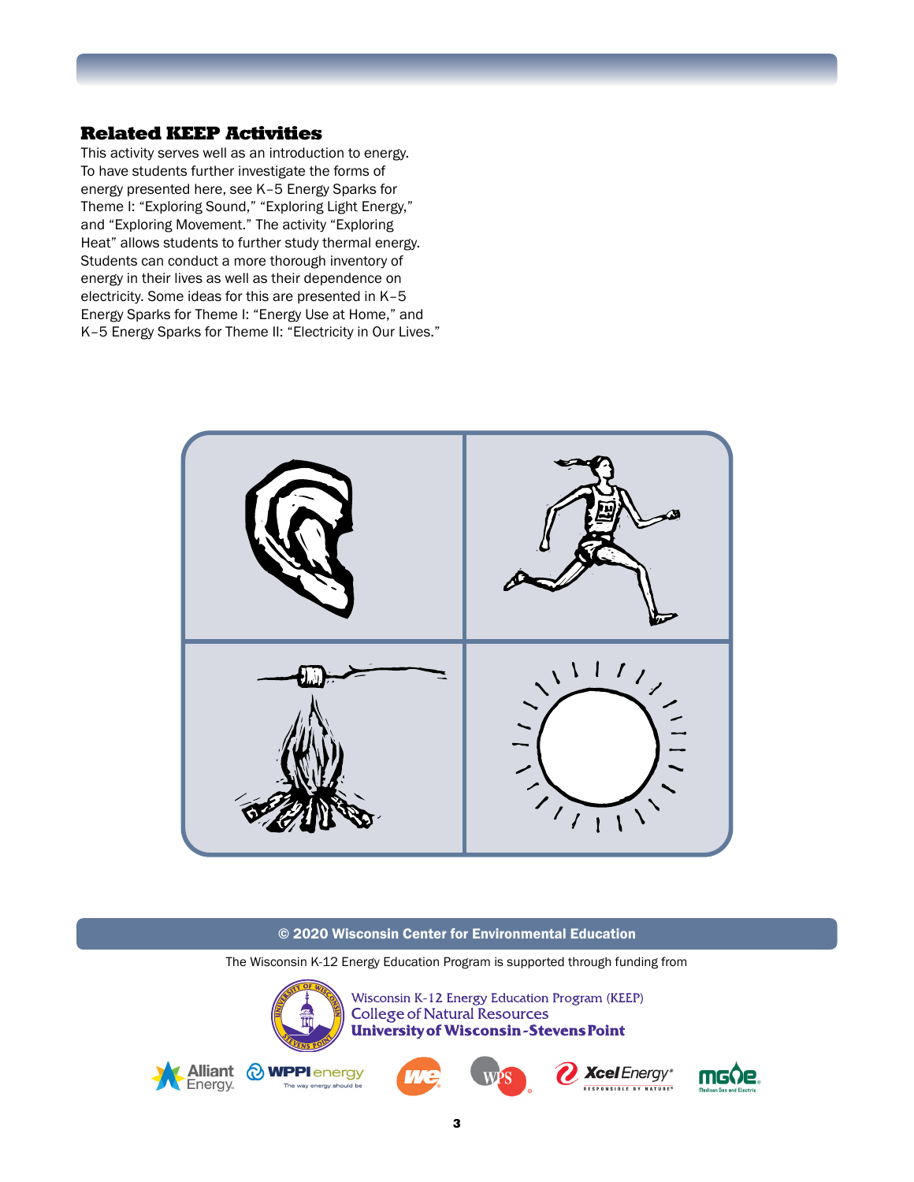## Related KEEP Activities

This activity serves well as an introduction to energy. To have students further investigate the forms of energy presented here, see K–5 Energy Sparks for Theme I: “Exploring Sound,” “Exploring Light Energy,” and “Exploring Movement.” The activity “Exploring Heat” allows students to further study thermal energy. Students can conduct a more thorough inventory of energy in their lives as well as their dependence on electricity. Some ideas for this are presented in K–5 Energy Sparks for Theme I: “Energy Use at Home,” and K–5 Energy Sparks for Theme II: “Electricity in Our Lives.”

© 2020 Wisconsin Center for Environmental Education

The Wisconsin K-12 Energy Education Program is supported through funding from

Wisconsin K-12 Energy Education Program (KEEP)
College of Natural Resources
University of Wisconsin-Stevens Point

Alliant Energy. WPPI energy The way energy should be We WPS Xcel Energy RESPONSIBLE BY NATURE MGE Madison Gas and Electric